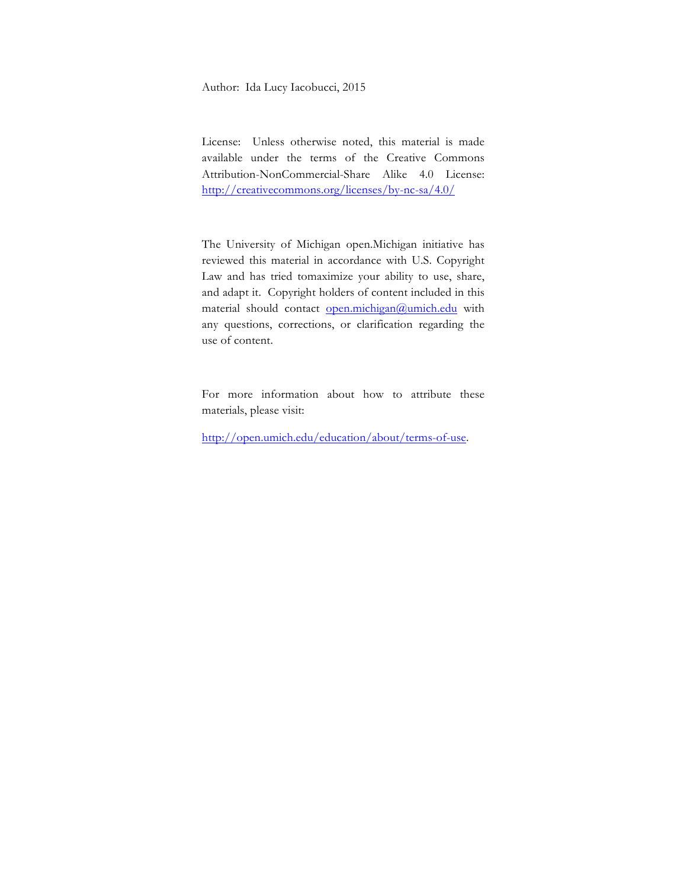Author: Ida Lucy Iacobucci, 2015

License: Unless otherwise noted, this material is made available under the terms of the Creative Commons Attribution-NonCommercial-Share Alike 4.0 License: [http://creativecommons.org/licenses/by-nc-sa/4.0/](http://creativecommons.org/licenses/by-nc-sa/4.0/)

The University of Michigan open.Michigan initiative has reviewed this material in accordance with U.S. Copyright Law and has tried tomaximize your ability to use, share, and adapt it. Copyright holders of content included in this material should contact [open.michigan@umich.edu](mailto:open.michigan@umich.edu) with any questions, corrections, or clarification regarding the use of content.

For more information about how to attribute these materials, please visit:

[http://open.umich.edu/education/about/terms-of-use](http://open.umich.edu/education/about/terms-of-use).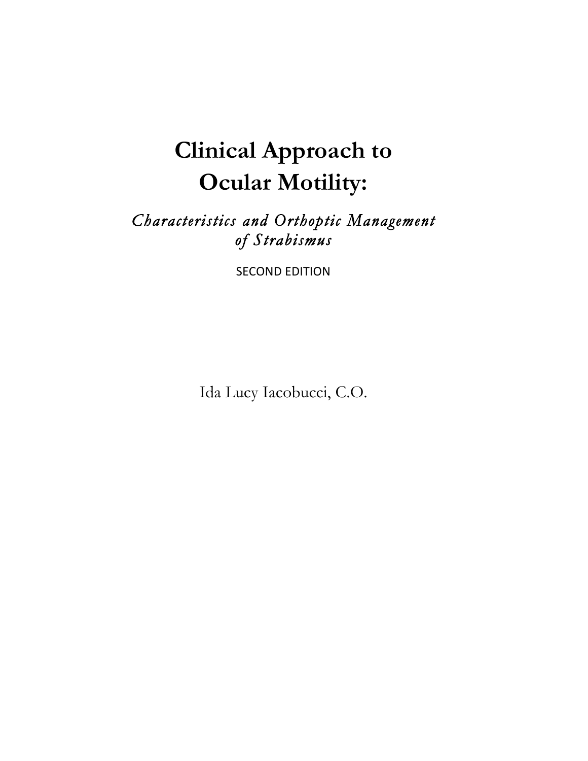# Clinical Approach to Ocular Motility:

*Characteristics and Orthoptic Management of Strabismus*

SECOND EDITION

Ida Lucy Iacobucci, C.O.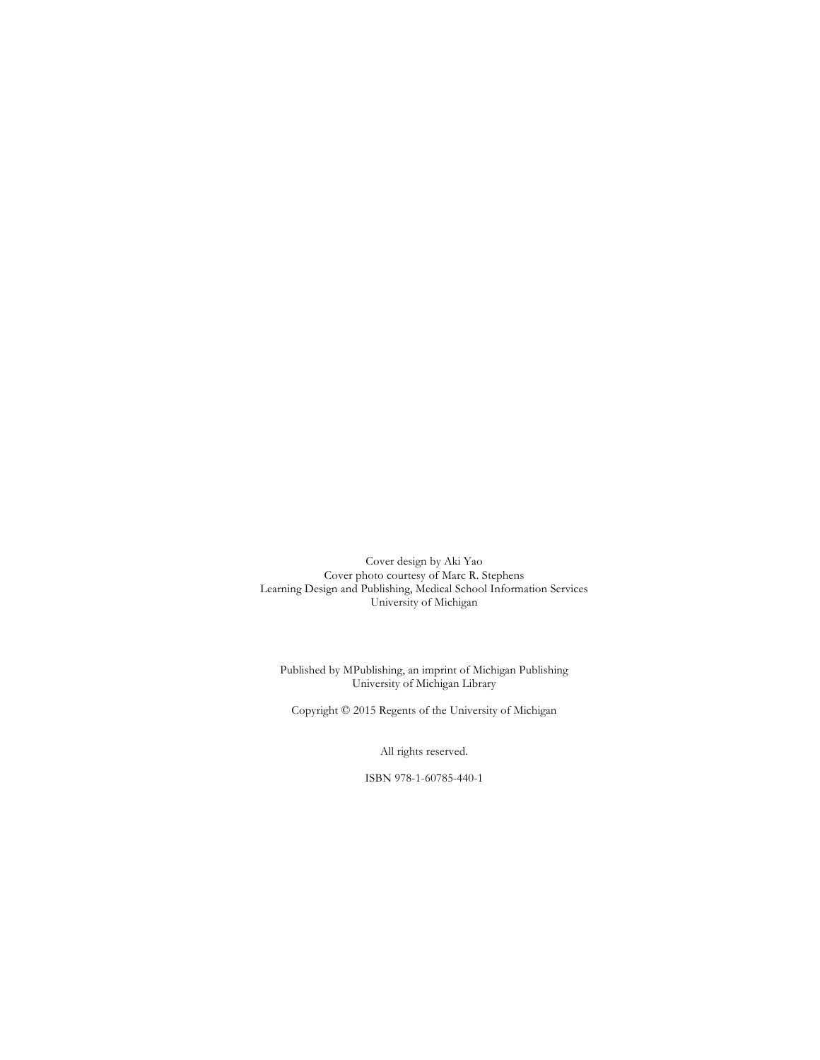Cover design by Aki Yao
Cover photo courtesy of Marc R. Stephens
Learning Design and Publishing, Medical School Information Services
University of Michigan

Published by MPublishing, an imprint of Michigan Publishing
University of Michigan Library

Copyright © 2015 Regents of the University of Michigan

All rights reserved.

ISBN 978-1-60785-440-1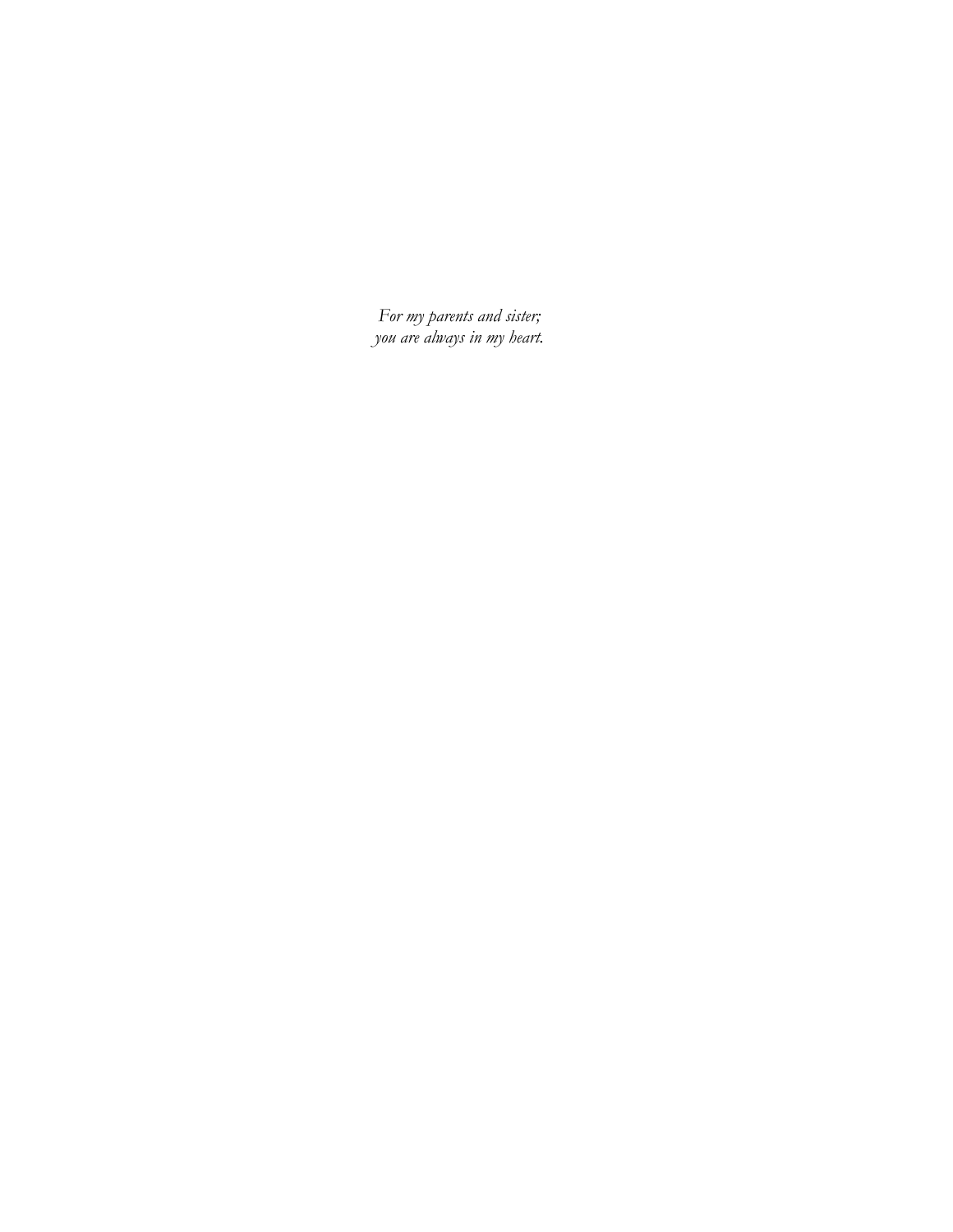*For my parents and sister;*
*you are always in my heart.*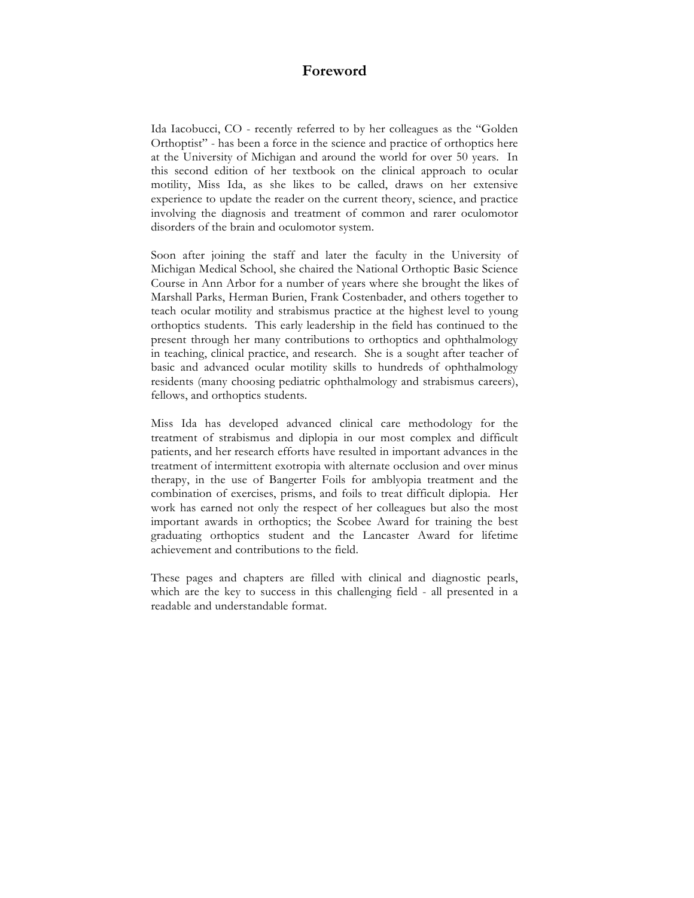# Foreword

Ida Iacobucci, CO - recently referred to by her colleagues as the "Golden Orthoptist" - has been a force in the science and practice of orthoptics here at the University of Michigan and around the world for over 50 years. In this second edition of her textbook on the clinical approach to ocular motility, Miss Ida, as she likes to be called, draws on her extensive experience to update the reader on the current theory, science, and practice involving the diagnosis and treatment of common and rarer oculomotor disorders of the brain and oculomotor system.

Soon after joining the staff and later the faculty in the University of Michigan Medical School, she chaired the National Orthoptic Basic Science Course in Ann Arbor for a number of years where she brought the likes of Marshall Parks, Herman Burien, Frank Costenbader, and others together to teach ocular motility and strabismus practice at the highest level to young orthoptics students. This early leadership in the field has continued to the present through her many contributions to orthoptics and ophthalmology in teaching, clinical practice, and research. She is a sought after teacher of basic and advanced ocular motility skills to hundreds of ophthalmology residents (many choosing pediatric ophthalmology and strabismus careers), fellows, and orthoptics students.

Miss Ida has developed advanced clinical care methodology for the treatment of strabismus and diplopia in our most complex and difficult patients, and her research efforts have resulted in important advances in the treatment of intermittent exotropia with alternate occlusion and over minus therapy, in the use of Bangerter Foils for amblyopia treatment and the combination of exercises, prisms, and foils to treat difficult diplopia. Her work has earned not only the respect of her colleagues but also the most important awards in orthoptics; the Scobee Award for training the best graduating orthoptics student and the Lancaster Award for lifetime achievement and contributions to the field.

These pages and chapters are filled with clinical and diagnostic pearls, which are the key to success in this challenging field - all presented in a readable and understandable format.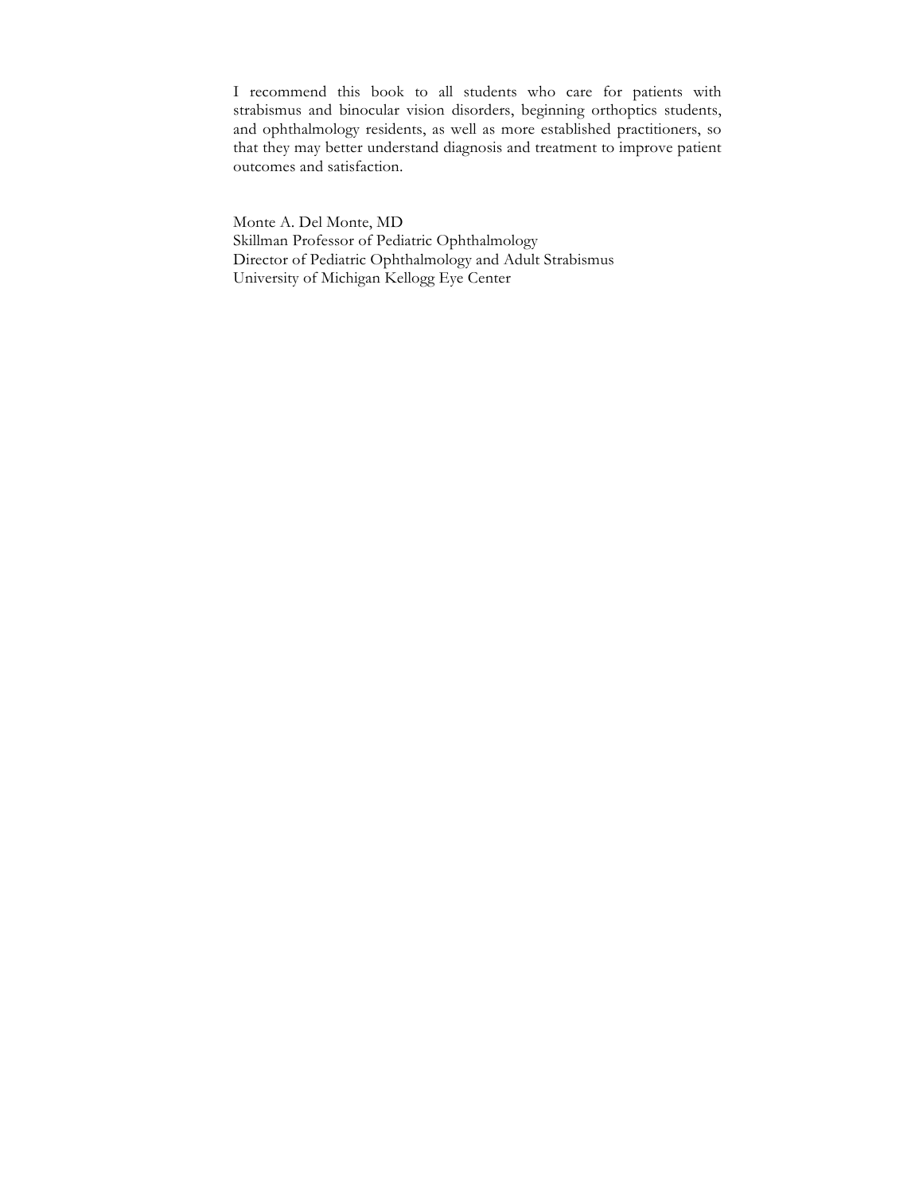I recommend this book to all students who care for patients with strabismus and binocular vision disorders, beginning orthoptics students, and ophthalmology residents, as well as more established practitioners, so that they may better understand diagnosis and treatment to improve patient outcomes and satisfaction.

Monte A. Del Monte, MD
Skillman Professor of Pediatric Ophthalmology
Director of Pediatric Ophthalmology and Adult Strabismus
University of Michigan Kellogg Eye Center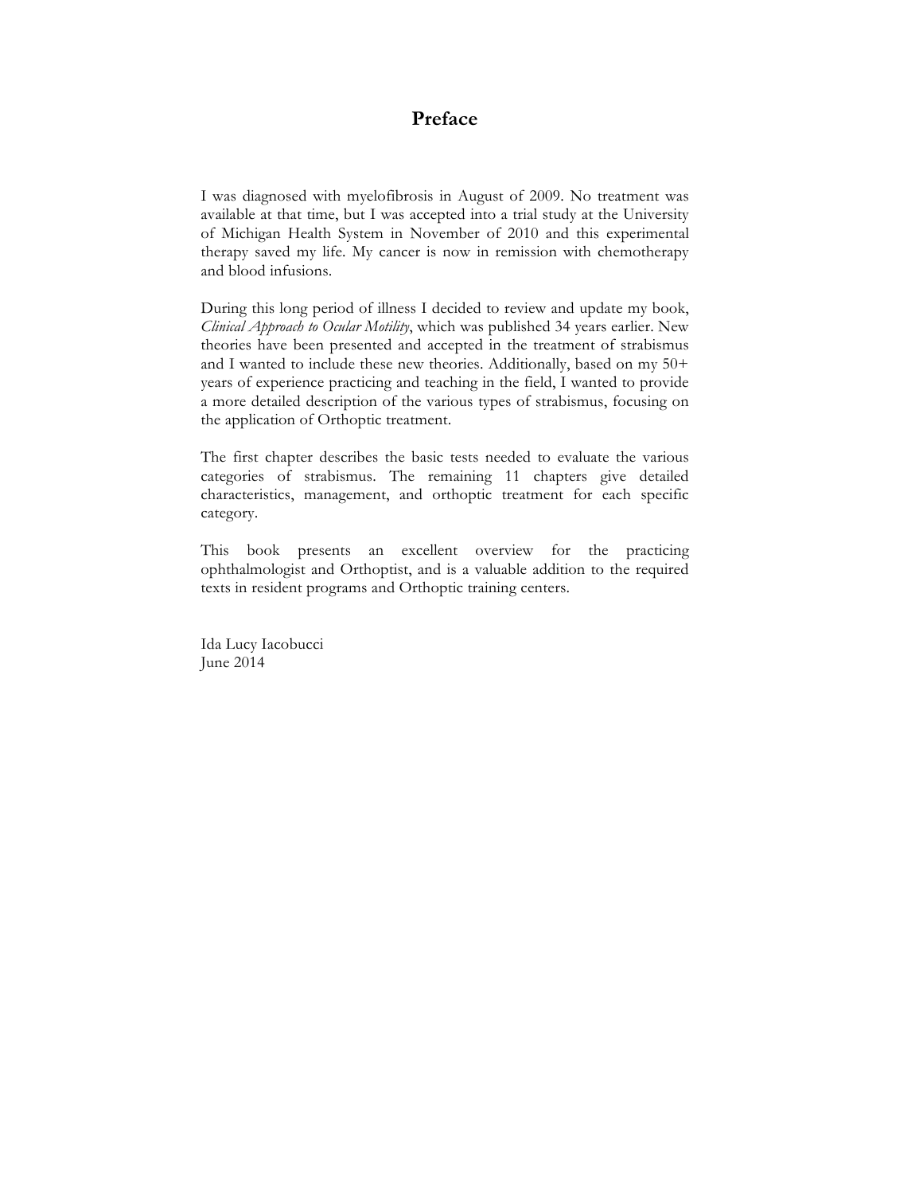# Preface

I was diagnosed with myelofibrosis in August of 2009. No treatment was available at that time, but I was accepted into a trial study at the University of Michigan Health System in November of 2010 and this experimental therapy saved my life. My cancer is now in remission with chemotherapy and blood infusions.

During this long period of illness I decided to review and update my book, *Clinical Approach to Ocular Motility*, which was published 34 years earlier. New theories have been presented and accepted in the treatment of strabismus and I wanted to include these new theories. Additionally, based on my 50+ years of experience practicing and teaching in the field, I wanted to provide a more detailed description of the various types of strabismus, focusing on the application of Orthoptic treatment.

The first chapter describes the basic tests needed to evaluate the various categories of strabismus. The remaining 11 chapters give detailed characteristics, management, and orthoptic treatment for each specific category.

This book presents an excellent overview for the practicing ophthalmologist and Orthoptist, and is a valuable addition to the required texts in resident programs and Orthoptic training centers.

Ida Lucy Iacobucci
June 2014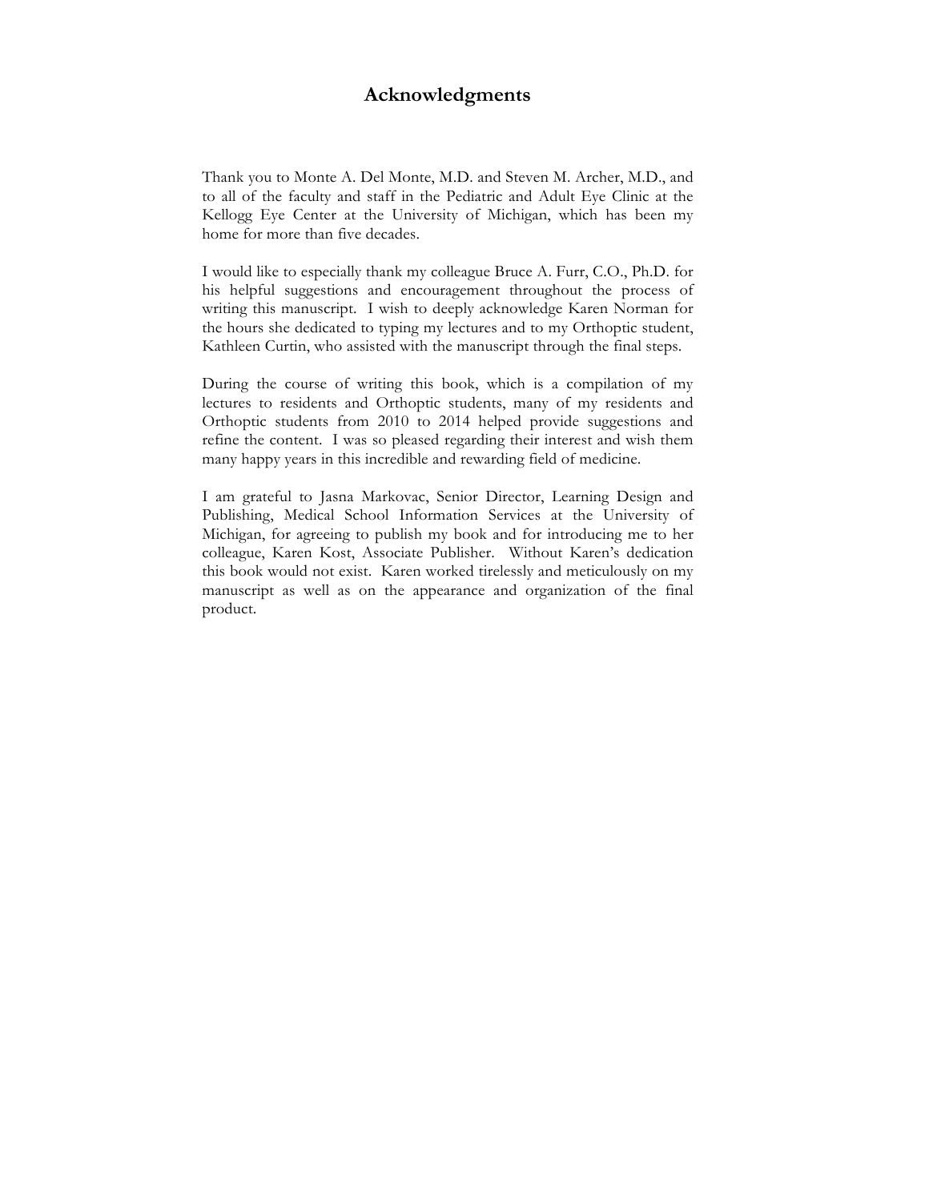# Acknowledgments

Thank you to Monte A. Del Monte, M.D. and Steven M. Archer, M.D., and to all of the faculty and staff in the Pediatric and Adult Eye Clinic at the Kellogg Eye Center at the University of Michigan, which has been my home for more than five decades.

I would like to especially thank my colleague Bruce A. Furr, C.O., Ph.D. for his helpful suggestions and encouragement throughout the process of writing this manuscript. I wish to deeply acknowledge Karen Norman for the hours she dedicated to typing my lectures and to my Orthoptic student, Kathleen Curtin, who assisted with the manuscript through the final steps.

During the course of writing this book, which is a compilation of my lectures to residents and Orthoptic students, many of my residents and Orthoptic students from 2010 to 2014 helped provide suggestions and refine the content. I was so pleased regarding their interest and wish them many happy years in this incredible and rewarding field of medicine.

I am grateful to Jasna Markovac, Senior Director, Learning Design and Publishing, Medical School Information Services at the University of Michigan, for agreeing to publish my book and for introducing me to her colleague, Karen Kost, Associate Publisher. Without Karen's dedication this book would not exist. Karen worked tirelessly and meticulously on my manuscript as well as on the appearance and organization of the final product.